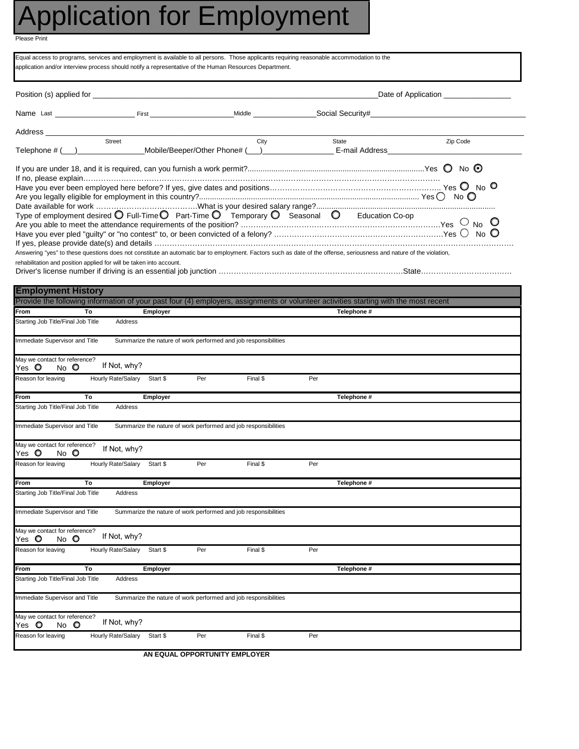# Application for Employment

Please Print

Equal access to programs, services and employment is available to all persons. Those applicants requiring reasonable accommodation to the application and/or interview process should notify a representative of the Human Resources Department.

Position (s) applied for ______________________________ Date of Application ______________

Name Last ______________ First ______________ Middle ______________ Social Security# ______________

Address ________________________________________________
Street City State Zip Code

Telephone # (___)______________ Mobile/Beeper/Other Phone# (___)______________ E-mail Address______________

If you are under 18, and it is required, can you furnish a work permit?........................Yes ○ No ⊙

If no, please explain……………………………………………………………

Have you ever been employed here before? If yes, give dates and positions……………………… Yes ○ No ○

Are you legally eligible for employment in this country?........................ Yes ○ No ○

Date available for work …………………………What is your desired salary range?........................

Type of employment desired ○ Full-Time ○ Part-Time ○ Temporary ○ Seasonal ○ Education Co-op

Are you able to meet the attendance requirements of the position? ……………………………Yes ○ No ○

Have you ever pled "guilty" or "no contest" to, or been convicted of a felony? ……………………Yes ○ No ○

If yes, please provide date(s) and details ……………………………………………………………

Answering "yes" to these questions does not constitute an automatic bar to employment. Factors such as date of the offense, seriousness and nature of the violation, rehabilitation and position applied for will be taken into account.

Driver's license number if driving is an essential job junction ……………………………State………………………

## Employment History

Provide the following information of your past four (4) employers, assignments or volunteer activities starting with the most recent

| From | To | Employer | | | | Telephone # |
|---|---|---|---|---|---|---|
| Starting Job Title/Final Job Title | | Address | | | | |
| Immediate Supervisor and Title | | Summarize the nature of work performed and job responsibilities | | | | |
| May we contact for reference? Yes ○ No ○ | If Not, why? | | | | | |
| Reason for leaving | Hourly Rate/Salary | Start $ | Per | Final $ | Per | |

| From | To | Employer | | | | Telephone # |
|---|---|---|---|---|---|---|
| Starting Job Title/Final Job Title | | Address | | | | |
| Immediate Supervisor and Title | | Summarize the nature of work performed and job responsibilities | | | | |
| May we contact for reference? Yes ○ No ○ | If Not, why? | | | | | |
| Reason for leaving | Hourly Rate/Salary | Start $ | Per | Final $ | Per | |

| From | To | Employer | | | | Telephone # |
|---|---|---|---|---|---|---|
| Starting Job Title/Final Job Title | | Address | | | | |
| Immediate Supervisor and Title | | Summarize the nature of work performed and job responsibilities | | | | |
| May we contact for reference? Yes ○ No ○ | If Not, why? | | | | | |
| Reason for leaving | Hourly Rate/Salary | Start $ | Per | Final $ | Per | |

| From | To | Employer | | | | Telephone # |
|---|---|---|---|---|---|---|
| Starting Job Title/Final Job Title | | Address | | | | |
| Immediate Supervisor and Title | | Summarize the nature of work performed and job responsibilities | | | | |
| May we contact for reference? Yes ○ No ○ | If Not, why? | | | | | |
| Reason for leaving | Hourly Rate/Salary | Start $ | Per | Final $ | Per | |

**AN EQUAL OPPORTUNITY EMPLOYER**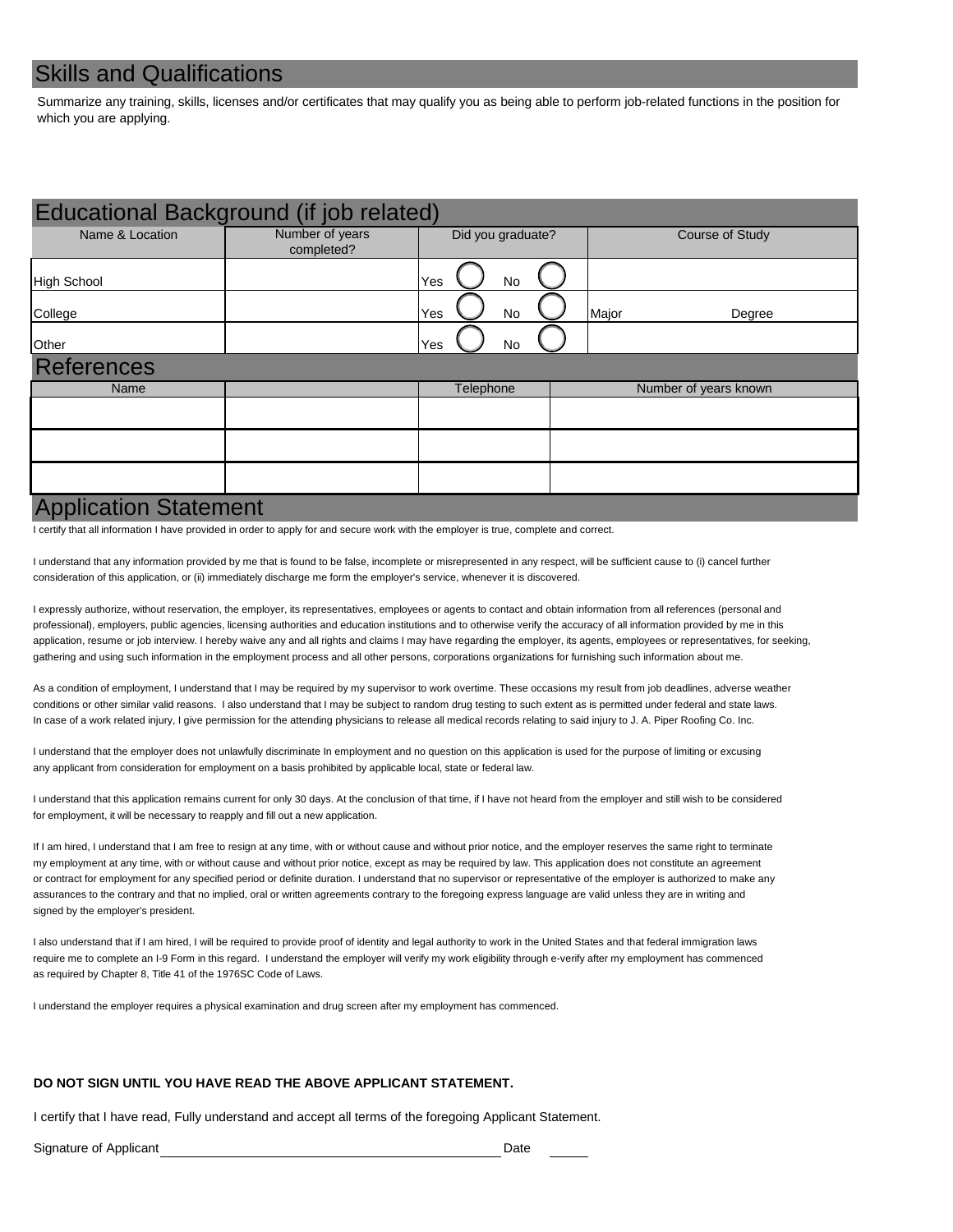## Skills and Qualifications

Summarize any training, skills, licenses and/or certificates that may qualify you as being able to perform job-related functions in the position for which you are applying.

## Educational Background (if job related)

| Name & Location | Number of years completed? | Did you graduate? | Course of Study |
|---|---|---|---|
| High School | | Yes ◯ No ◯ | |
| College | | Yes ◯ No ◯ | Major Degree |
| Other | | Yes ◯ No ◯ | |

## References

| Name | | Telephone | Number of years known |
|---|---|---|---|
| | | | |
| | | | |
| | | | |

## Application Statement

I certify that all information I have provided in order to apply for and secure work with the employer is true, complete and correct.

I understand that any information provided by me that is found to be false, incomplete or misrepresented in any respect, will be sufficient cause to (i) cancel further consideration of this application, or (ii) immediately discharge me form the employer's service, whenever it is discovered.

I expressly authorize, without reservation, the employer, its representatives, employees or agents to contact and obtain information from all references (personal and professional), employers, public agencies, licensing authorities and education institutions and to otherwise verify the accuracy of all information provided by me in this application, resume or job interview. I hereby waive any and all rights and claims I may have regarding the employer, its agents, employees or representatives, for seeking, gathering and using such information in the employment process and all other persons, corporations organizations for furnishing such information about me.

As a condition of employment, I understand that I may be required by my supervisor to work overtime. These occasions my result from job deadlines, adverse weather conditions or other similar valid reasons. I also understand that I may be subject to random drug testing to such extent as is permitted under federal and state laws. In case of a work related injury, I give permission for the attending physicians to release all medical records relating to said injury to J. A. Piper Roofing Co. Inc.

I understand that the employer does not unlawfully discriminate In employment and no question on this application is used for the purpose of limiting or excusing any applicant from consideration for employment on a basis prohibited by applicable local, state or federal law.

I understand that this application remains current for only 30 days. At the conclusion of that time, if I have not heard from the employer and still wish to be considered for employment, it will be necessary to reapply and fill out a new application.

If I am hired, I understand that I am free to resign at any time, with or without cause and without prior notice, and the employer reserves the same right to terminate my employment at any time, with or without cause and without prior notice, except as may be required by law. This application does not constitute an agreement or contract for employment for any specified period or definite duration. I understand that no supervisor or representative of the employer is authorized to make any assurances to the contrary and that no implied, oral or written agreements contrary to the foregoing express language are valid unless they are in writing and signed by the employer's president.

I also understand that if I am hired, I will be required to provide proof of identity and legal authority to work in the United States and that federal immigration laws require me to complete an I-9 Form in this regard. I understand the employer will verify my work eligibility through e-verify after my employment has commenced as required by Chapter 8, Title 41 of the 1976SC Code of Laws.

I understand the employer requires a physical examination and drug screen after my employment has commenced.

**DO NOT SIGN UNTIL YOU HAVE READ THE ABOVE APPLICANT STATEMENT.**

I certify that I have read, Fully understand and accept all terms of the foregoing Applicant Statement.

Signature of Applicant ________________________________________ Date ______